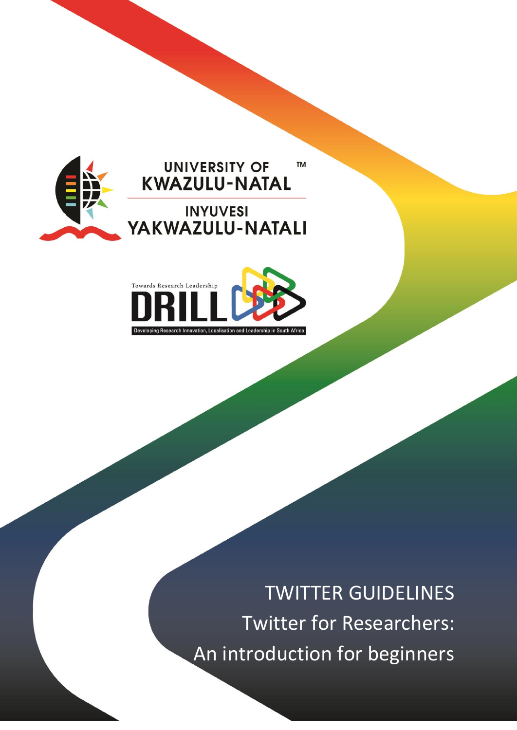UNIVERSITY OF KWAZULU-NATAL™

INYUVESI YAKWAZULU-NATALI

Towards Research Leadership

DRILL

Developing Research Innovation, Localisation and Leadership in South Africa

# TWITTER GUIDELINES

## Twitter for Researchers: An introduction for beginners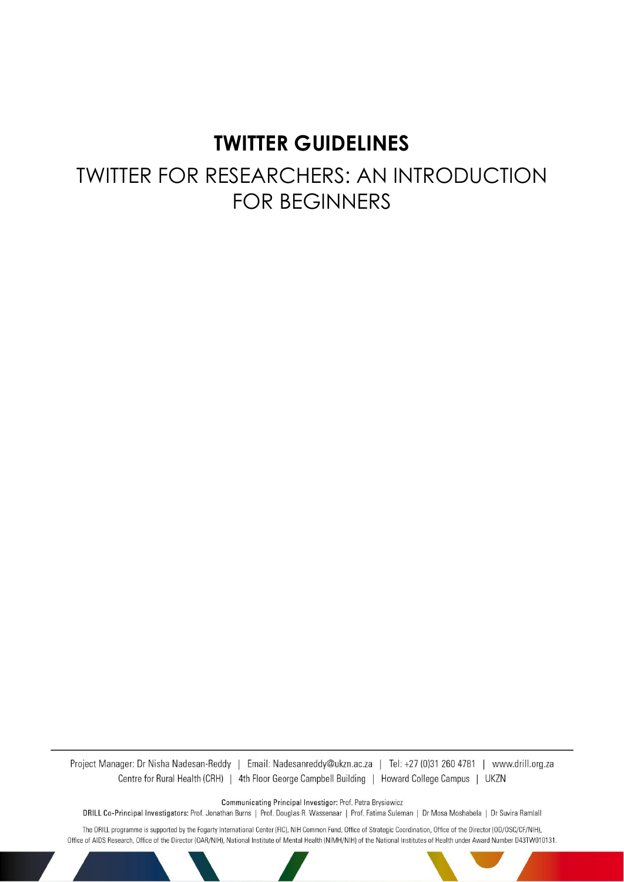# TWITTER GUIDELINES

## TWITTER FOR RESEARCHERS: AN INTRODUCTION FOR BEGINNERS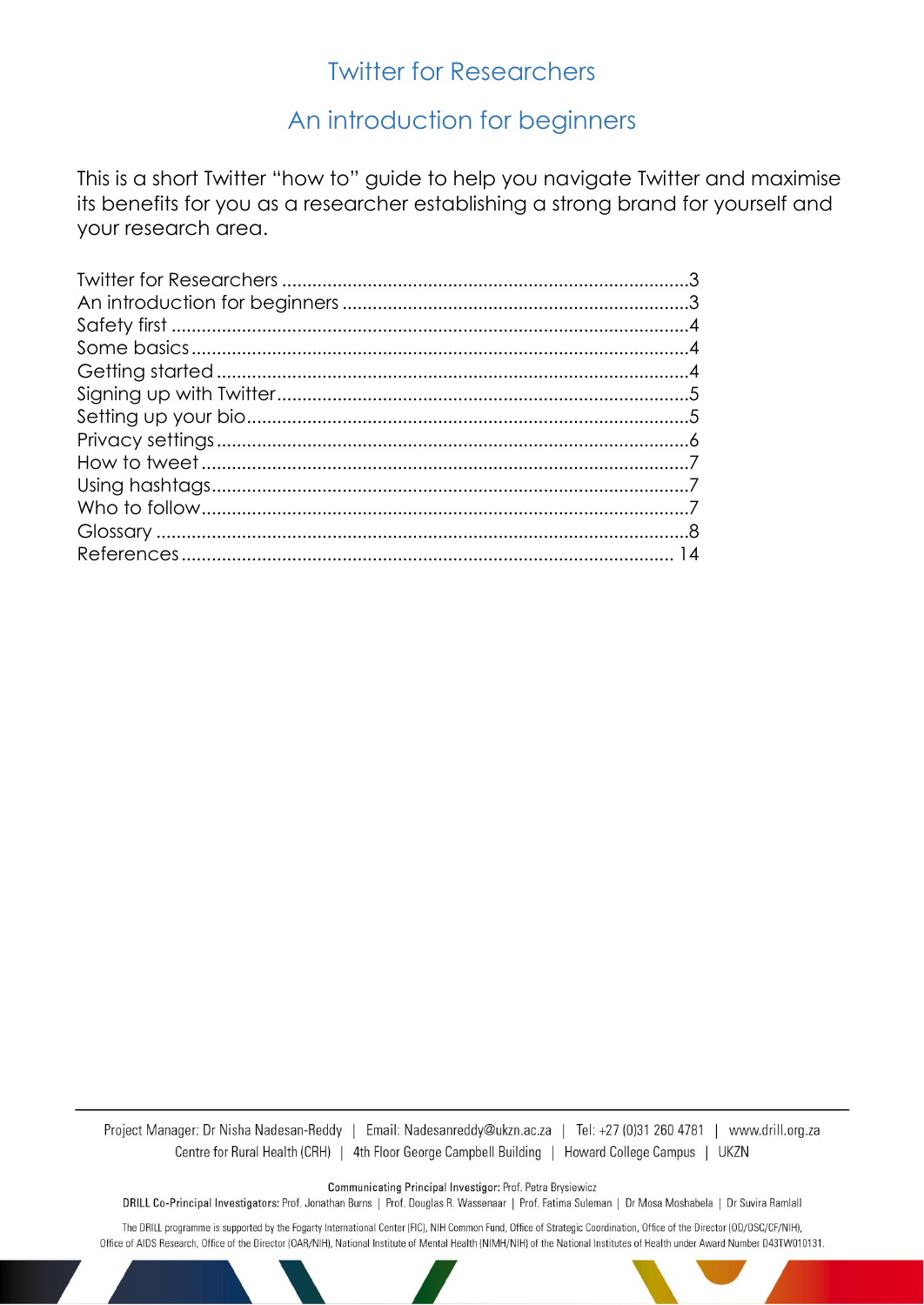# Twitter for Researchers

## An introduction for beginners

This is a short Twitter "how to" guide to help you navigate Twitter and maximise its benefits for you as a researcher establishing a strong brand for yourself and your research area.

Twitter for Researchers ................................................................................3
An introduction for beginners ........................................................................3
Safety first ......................................................................................................4
Some basics ...................................................................................................4
Getting started ...............................................................................................4
Signing up with Twitter ...................................................................................5
Setting up your bio .........................................................................................5
Privacy settings ..............................................................................................6
How to tweet ..................................................................................................7
Using hashtags ...............................................................................................7
Who to follow ..................................................................................................7
Glossary .........................................................................................................8
References ....................................................................................................14

Project Manager: Dr Nisha Nadesan-Reddy | Email: Nadesanreddy@ukzn.ac.za | Tel: +27 (0)31 260 4781 | www.drill.org.za
Centre for Rural Health (CRH) | 4th Floor George Campbell Building | Howard College Campus | UKZN

Communicating Principal Investigor: Prof. Petra Brysiewicz
DRILL Co-Principal Investigators: Prof. Jonathan Burns | Prof. Douglas R. Wassenaar | Prof. Fatima Suleman | Dr Mosa Moshabela | Dr Suvira Ramlall

The DRILL programme is supported by the Fogarty International Center (FIC), NIH Common Fund, Office of Strategic Coordination, Office of the Director (OD/OSC/CF/NIH), Office of AIDS Research, Office of the Director (OAR/NIH), National Institute of Mental Health (NIMH/NIH) of the National Institutes of Health under Award Number D43TW010131.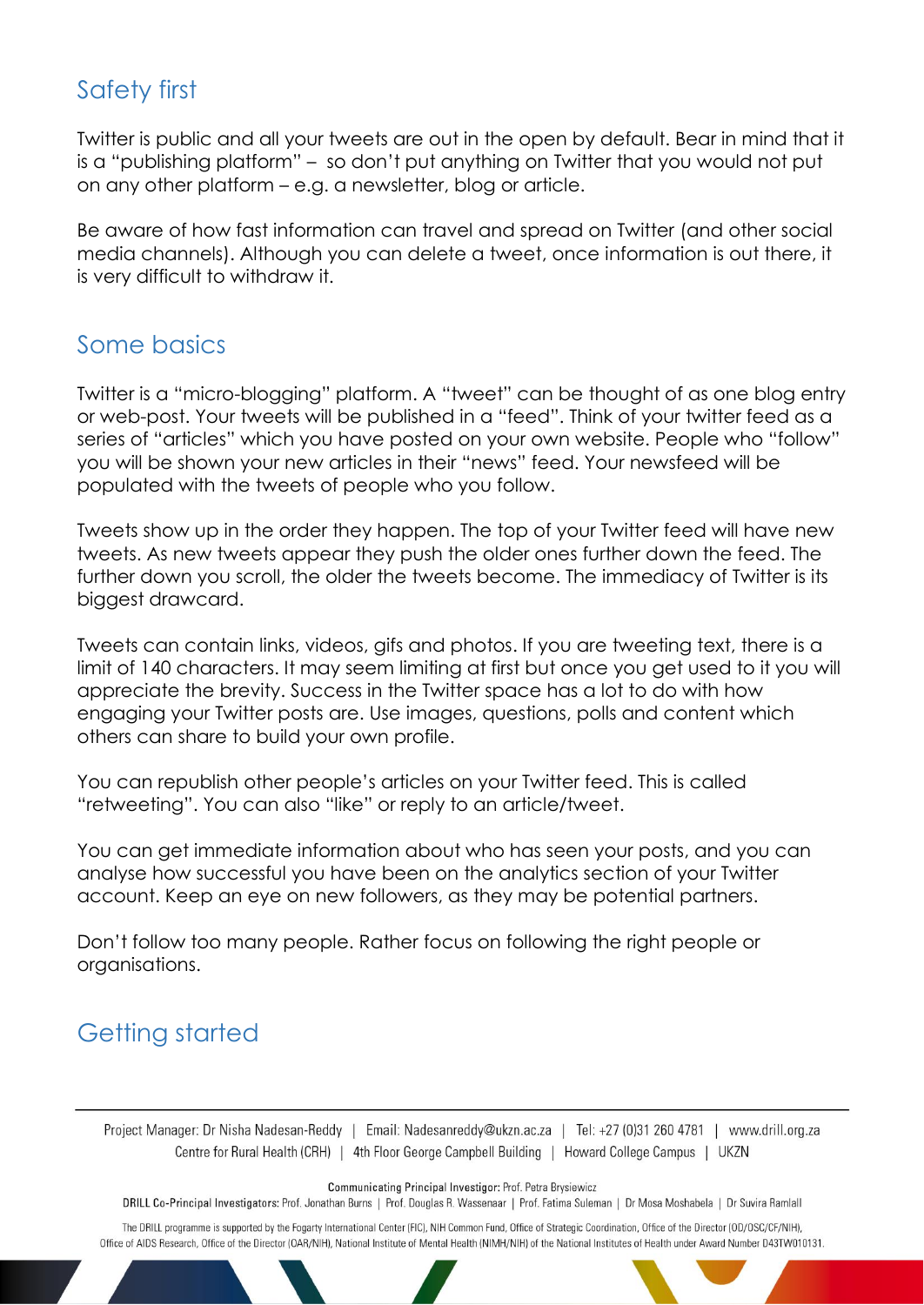## Safety first

Twitter is public and all your tweets are out in the open by default. Bear in mind that it is a "publishing platform" – so don't put anything on Twitter that you would not put on any other platform – e.g. a newsletter, blog or article.

Be aware of how fast information can travel and spread on Twitter (and other social media channels). Although you can delete a tweet, once information is out there, it is very difficult to withdraw it.

## Some basics

Twitter is a "micro-blogging" platform. A "tweet" can be thought of as one blog entry or web-post. Your tweets will be published in a "feed". Think of your twitter feed as a series of "articles" which you have posted on your own website. People who "follow" you will be shown your new articles in their "news" feed. Your newsfeed will be populated with the tweets of people who you follow.

Tweets show up in the order they happen. The top of your Twitter feed will have new tweets. As new tweets appear they push the older ones further down the feed. The further down you scroll, the older the tweets become. The immediacy of Twitter is its biggest drawcard.

Tweets can contain links, videos, gifs and photos. If you are tweeting text, there is a limit of 140 characters. It may seem limiting at first but once you get used to it you will appreciate the brevity. Success in the Twitter space has a lot to do with how engaging your Twitter posts are. Use images, questions, polls and content which others can share to build your own profile.

You can republish other people's articles on your Twitter feed. This is called "retweeting". You can also "like" or reply to an article/tweet.

You can get immediate information about who has seen your posts, and you can analyse how successful you have been on the analytics section of your Twitter account. Keep an eye on new followers, as they may be potential partners.

Don't follow too many people. Rather focus on following the right people or organisations.

## Getting started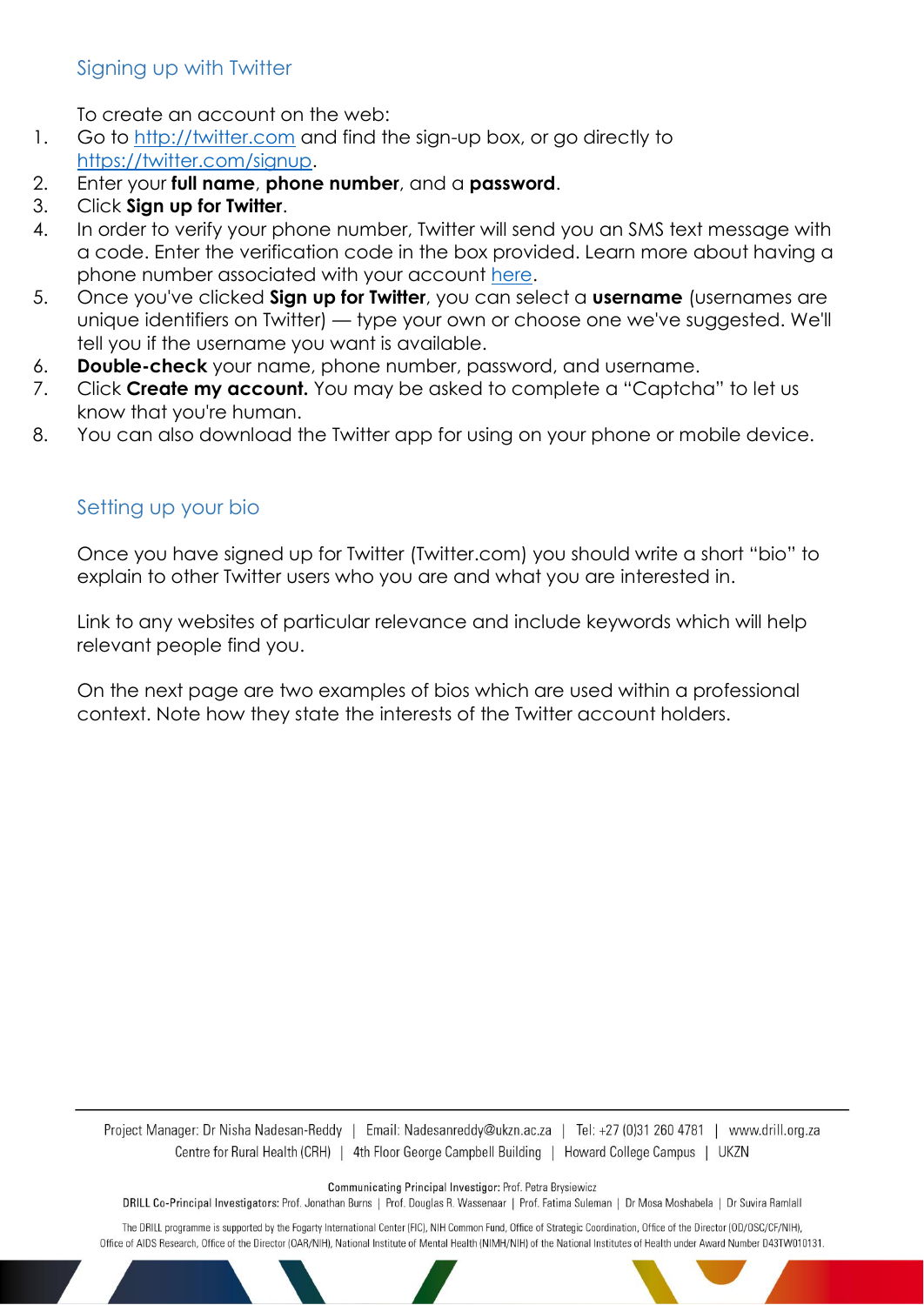## Signing up with Twitter

To create an account on the web:

1. Go to http://twitter.com and find the sign-up box, or go directly to https://twitter.com/signup.
2. Enter your **full name**, **phone number**, and a **password**.
3. Click **Sign up for Twitter**.
4. In order to verify your phone number, Twitter will send you an SMS text message with a code. Enter the verification code in the box provided. Learn more about having a phone number associated with your account here.
5. Once you've clicked **Sign up for Twitter**, you can select a **username** (usernames are unique identifiers on Twitter) — type your own or choose one we've suggested. We'll tell you if the username you want is available.
6. **Double-check** your name, phone number, password, and username.
7. Click **Create my account.** You may be asked to complete a "Captcha" to let us know that you're human.
8. You can also download the Twitter app for using on your phone or mobile device.

## Setting up your bio

Once you have signed up for Twitter (Twitter.com) you should write a short "bio" to explain to other Twitter users who you are and what you are interested in.

Link to any websites of particular relevance and include keywords which will help relevant people find you.

On the next page are two examples of bios which are used within a professional context. Note how they state the interests of the Twitter account holders.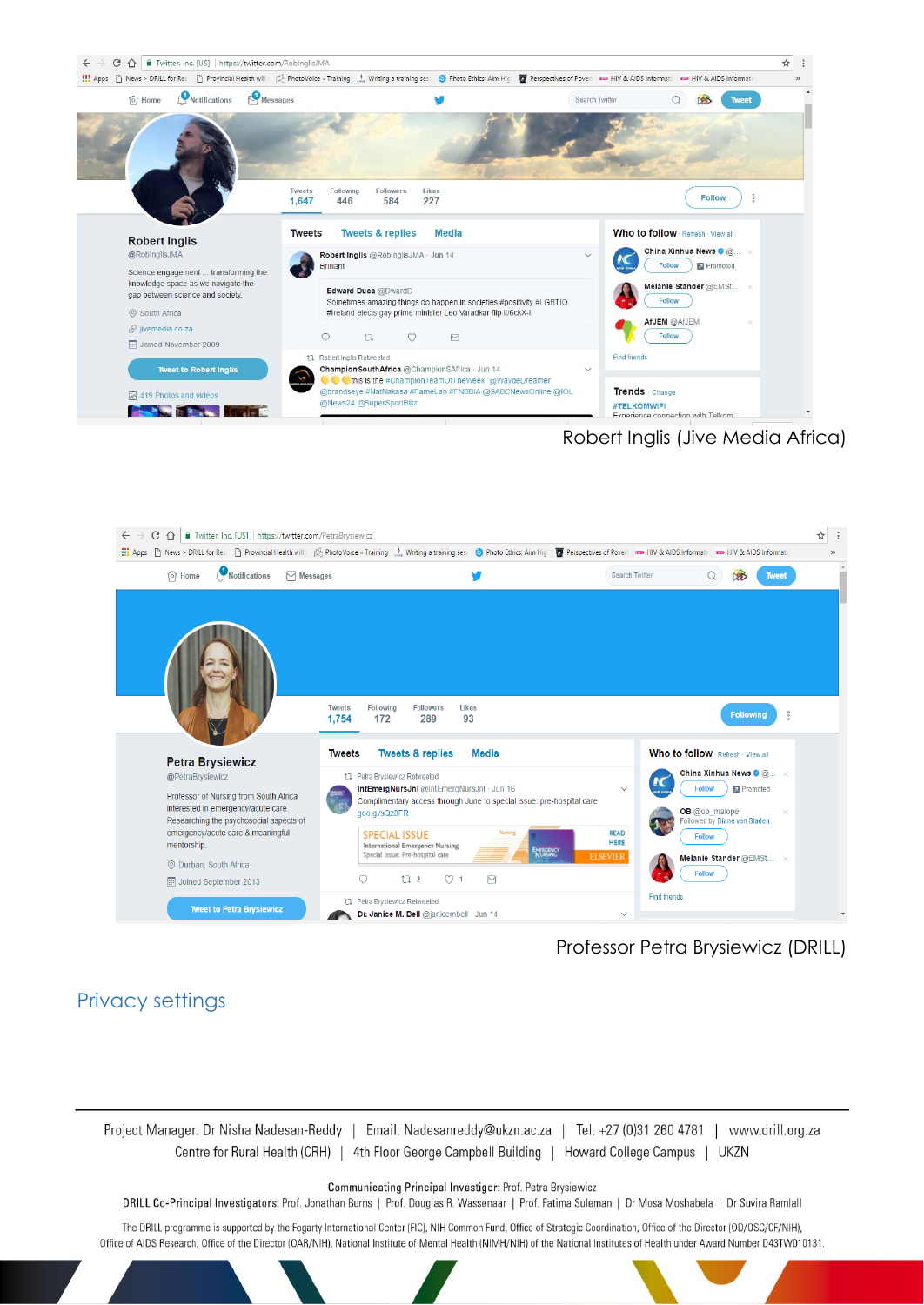Robert Inglis (Jive Media Africa)

Professor Petra Brysiewicz (DRILL)

## Privacy settings

Project Manager: Dr Nisha Nadesan-Reddy | Email: Nadesanreddy@ukzn.ac.za | Tel: +27 (0)31 260 4781 | www.drill.org.za
Centre for Rural Health (CRH) | 4th Floor George Campbell Building | Howard College Campus | UKZN

**Communicating Principal Investigor:** Prof. Petra Brysiewicz
**DRILL Co-Principal Investigators:** Prof. Jonathan Burns | Prof. Douglas R. Wassenaar | Prof. Fatima Suleman | Dr Mosa Moshabela | Dr Suvira Ramlall

The DRILL programme is supported by the Fogarty International Center (FIC), NIH Common Fund, Office of Strategic Coordination, Office of the Director (OD/OSC/CF/NIH), Office of AIDS Research, Office of the Director (OAR/NIH), National Institute of Mental Health (NIMH/NIH) of the National Institutes of Health under Award Number D43TW010131.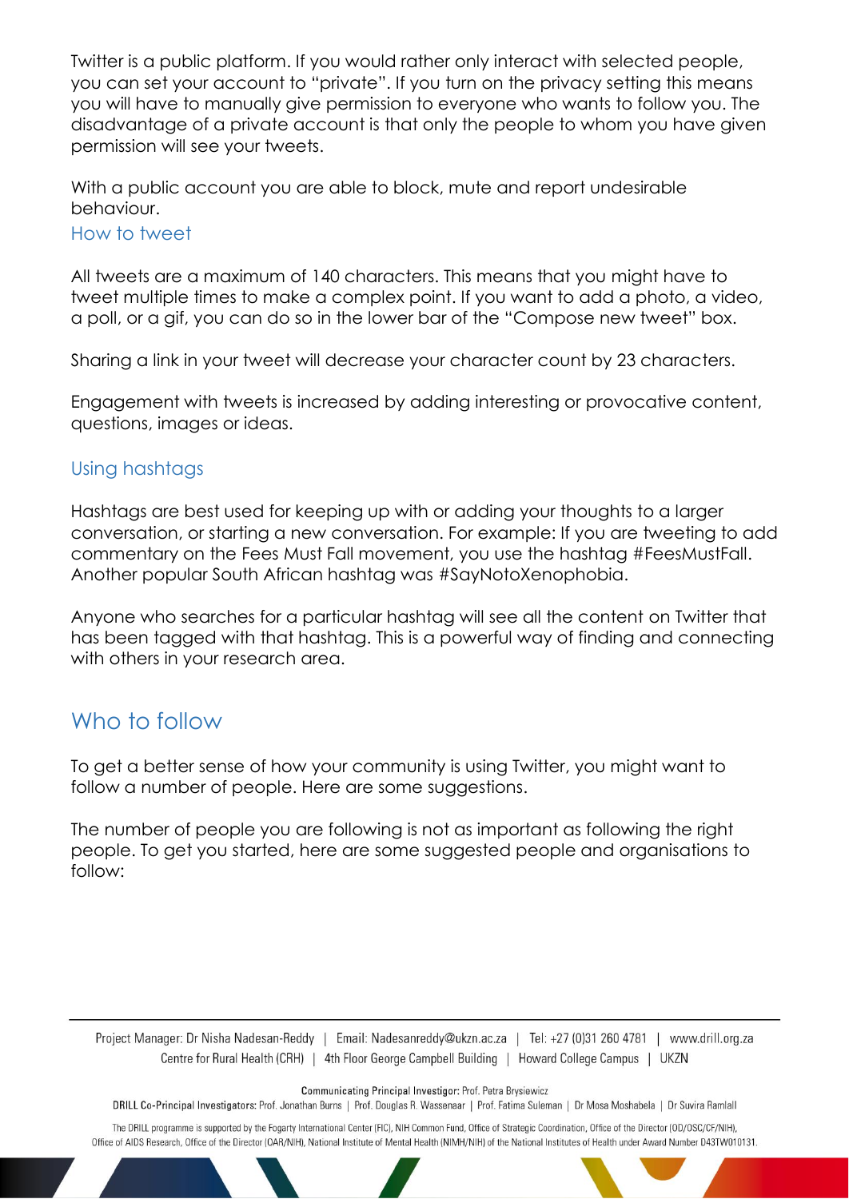Twitter is a public platform. If you would rather only interact with selected people, you can set your account to "private". If you turn on the privacy setting this means you will have to manually give permission to everyone who wants to follow you. The disadvantage of a private account is that only the people to whom you have given permission will see your tweets.

With a public account you are able to block, mute and report undesirable behaviour.

### How to tweet

All tweets are a maximum of 140 characters. This means that you might have to tweet multiple times to make a complex point. If you want to add a photo, a video, a poll, or a gif, you can do so in the lower bar of the "Compose new tweet" box.

Sharing a link in your tweet will decrease your character count by 23 characters.

Engagement with tweets is increased by adding interesting or provocative content, questions, images or ideas.

### Using hashtags

Hashtags are best used for keeping up with or adding your thoughts to a larger conversation, or starting a new conversation. For example: If you are tweeting to add commentary on the Fees Must Fall movement, you use the hashtag #FeesMustFall. Another popular South African hashtag was #SayNotoXenophobia.

Anyone who searches for a particular hashtag will see all the content on Twitter that has been tagged with that hashtag. This is a powerful way of finding and connecting with others in your research area.

## Who to follow

To get a better sense of how your community is using Twitter, you might want to follow a number of people. Here are some suggestions.

The number of people you are following is not as important as following the right people. To get you started, here are some suggested people and organisations to follow: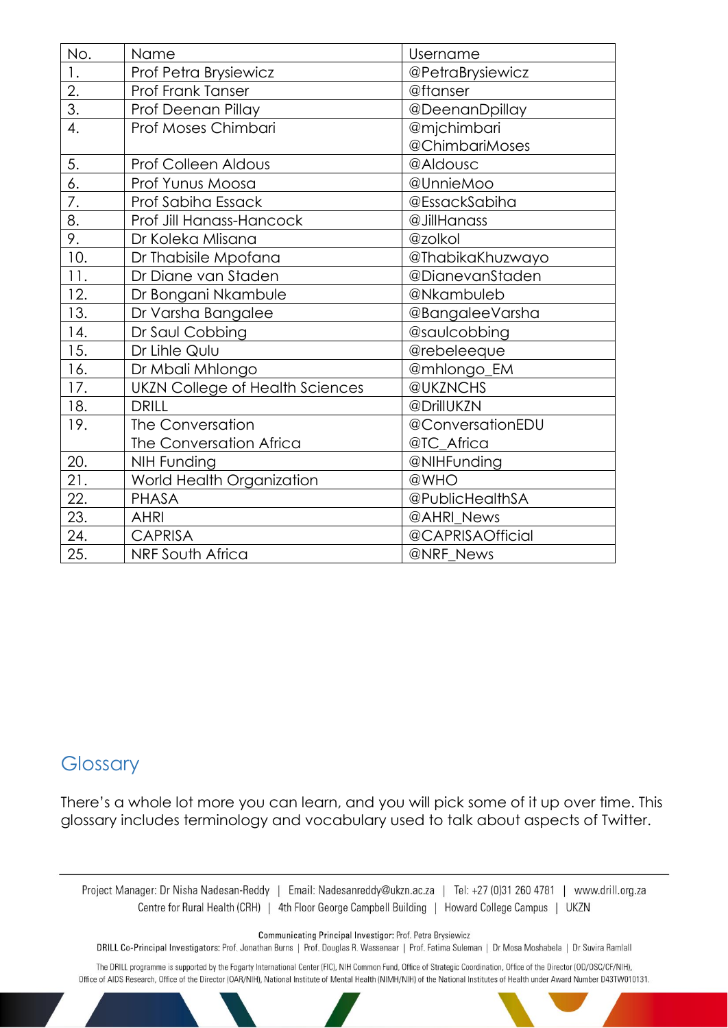| No. | Name | Username |
| --- | --- | --- |
| 1. | Prof Petra Brysiewicz | @PetraBrysiewicz |
| 2. | Prof Frank Tanser | @ftanser |
| 3. | Prof Deenan Pillay | @DeenanDpillay |
| 4. | Prof Moses Chimbari | @mjchimbari<br>@ChimbariMoses |
| 5. | Prof Colleen Aldous | @Aldousc |
| 6. | Prof Yunus Moosa | @UnnieMoo |
| 7. | Prof Sabiha Essack | @EssackSabiha |
| 8. | Prof Jill Hanass-Hancock | @JillHanass |
| 9. | Dr Koleka Mlisana | @zolkol |
| 10. | Dr Thabisile Mpofana | @ThabikaKhuzwayo |
| 11. | Dr Diane van Staden | @DianevanStaden |
| 12. | Dr Bongani Nkambule | @Nkambuleb |
| 13. | Dr Varsha Bangalee | @BangaleeVarsha |
| 14. | Dr Saul Cobbing | @saulcobbing |
| 15. | Dr Lihle Qulu | @rebeleeque |
| 16. | Dr Mbali Mhlongo | @mhlongo_EM |
| 17. | UKZN College of Health Sciences | @UKZNCHS |
| 18. | DRILL | @DrillUKZN |
| 19. | The Conversation<br>The Conversation Africa | @ConversationEDU<br>@TC_Africa |
| 20. | NIH Funding | @NIHFunding |
| 21. | World Health Organization | @WHO |
| 22. | PHASA | @PublicHealthSA |
| 23. | AHRI | @AHRI_News |
| 24. | CAPRISA | @CAPRISAOfficial |
| 25. | NRF South Africa | @NRF_News |

## Glossary

There's a whole lot more you can learn, and you will pick some of it up over time. This glossary includes terminology and vocabulary used to talk about aspects of Twitter.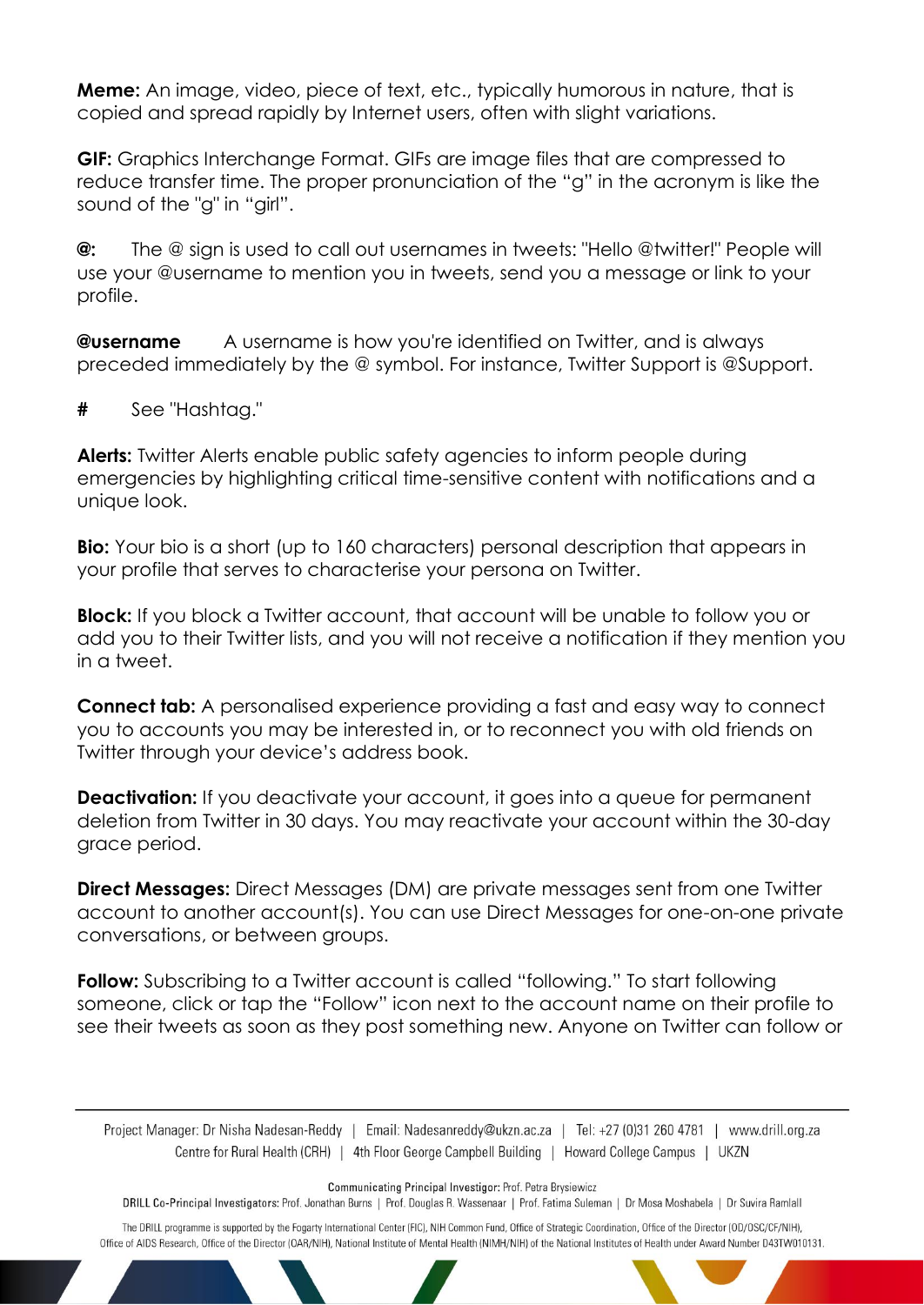**Meme:** An image, video, piece of text, etc., typically humorous in nature, that is copied and spread rapidly by Internet users, often with slight variations.

**GIF:** Graphics Interchange Format. GIFs are image files that are compressed to reduce transfer time. The proper pronunciation of the "g" in the acronym is like the sound of the "g" in "girl".

**@:** The @ sign is used to call out usernames in tweets: "Hello @twitter!" People will use your @username to mention you in tweets, send you a message or link to your profile.

**@username** A username is how you're identified on Twitter, and is always preceded immediately by the @ symbol. For instance, Twitter Support is @Support.

**#** See "Hashtag."

**Alerts:** Twitter Alerts enable public safety agencies to inform people during emergencies by highlighting critical time-sensitive content with notifications and a unique look.

**Bio:** Your bio is a short (up to 160 characters) personal description that appears in your profile that serves to characterise your persona on Twitter.

**Block:** If you block a Twitter account, that account will be unable to follow you or add you to their Twitter lists, and you will not receive a notification if they mention you in a tweet.

**Connect tab:** A personalised experience providing a fast and easy way to connect you to accounts you may be interested in, or to reconnect you with old friends on Twitter through your device's address book.

**Deactivation:** If you deactivate your account, it goes into a queue for permanent deletion from Twitter in 30 days. You may reactivate your account within the 30-day grace period.

**Direct Messages:** Direct Messages (DM) are private messages sent from one Twitter account to another account(s). You can use Direct Messages for one-on-one private conversations, or between groups.

**Follow:** Subscribing to a Twitter account is called "following." To start following someone, click or tap the "Follow" icon next to the account name on their profile to see their tweets as soon as they post something new. Anyone on Twitter can follow or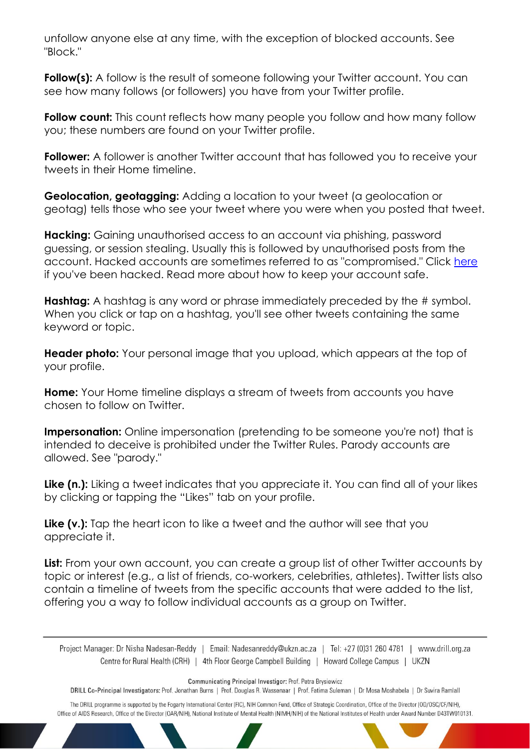unfollow anyone else at any time, with the exception of blocked accounts. See "Block."

**Follow(s):** A follow is the result of someone following your Twitter account. You can see how many follows (or followers) you have from your Twitter profile.

**Follow count:** This count reflects how many people you follow and how many follow you; these numbers are found on your Twitter profile.

**Follower:** A follower is another Twitter account that has followed you to receive your tweets in their Home timeline.

**Geolocation, geotagging:** Adding a location to your tweet (a geolocation or geotag) tells those who see your tweet where you were when you posted that tweet.

**Hacking:** Gaining unauthorised access to an account via phishing, password guessing, or session stealing. Usually this is followed by unauthorised posts from the account. Hacked accounts are sometimes referred to as "compromised." Click here if you've been hacked. Read more about how to keep your account safe.

**Hashtag:** A hashtag is any word or phrase immediately preceded by the # symbol. When you click or tap on a hashtag, you'll see other tweets containing the same keyword or topic.

**Header photo:** Your personal image that you upload, which appears at the top of your profile.

**Home:** Your Home timeline displays a stream of tweets from accounts you have chosen to follow on Twitter.

**Impersonation:** Online impersonation (pretending to be someone you're not) that is intended to deceive is prohibited under the Twitter Rules. Parody accounts are allowed. See "parody."

**Like (n.):** Liking a tweet indicates that you appreciate it. You can find all of your likes by clicking or tapping the "Likes" tab on your profile.

**Like (v.):** Tap the heart icon to like a tweet and the author will see that you appreciate it.

**List:** From your own account, you can create a group list of other Twitter accounts by topic or interest (e.g., a list of friends, co-workers, celebrities, athletes). Twitter lists also contain a timeline of tweets from the specific accounts that were added to the list, offering you a way to follow individual accounts as a group on Twitter.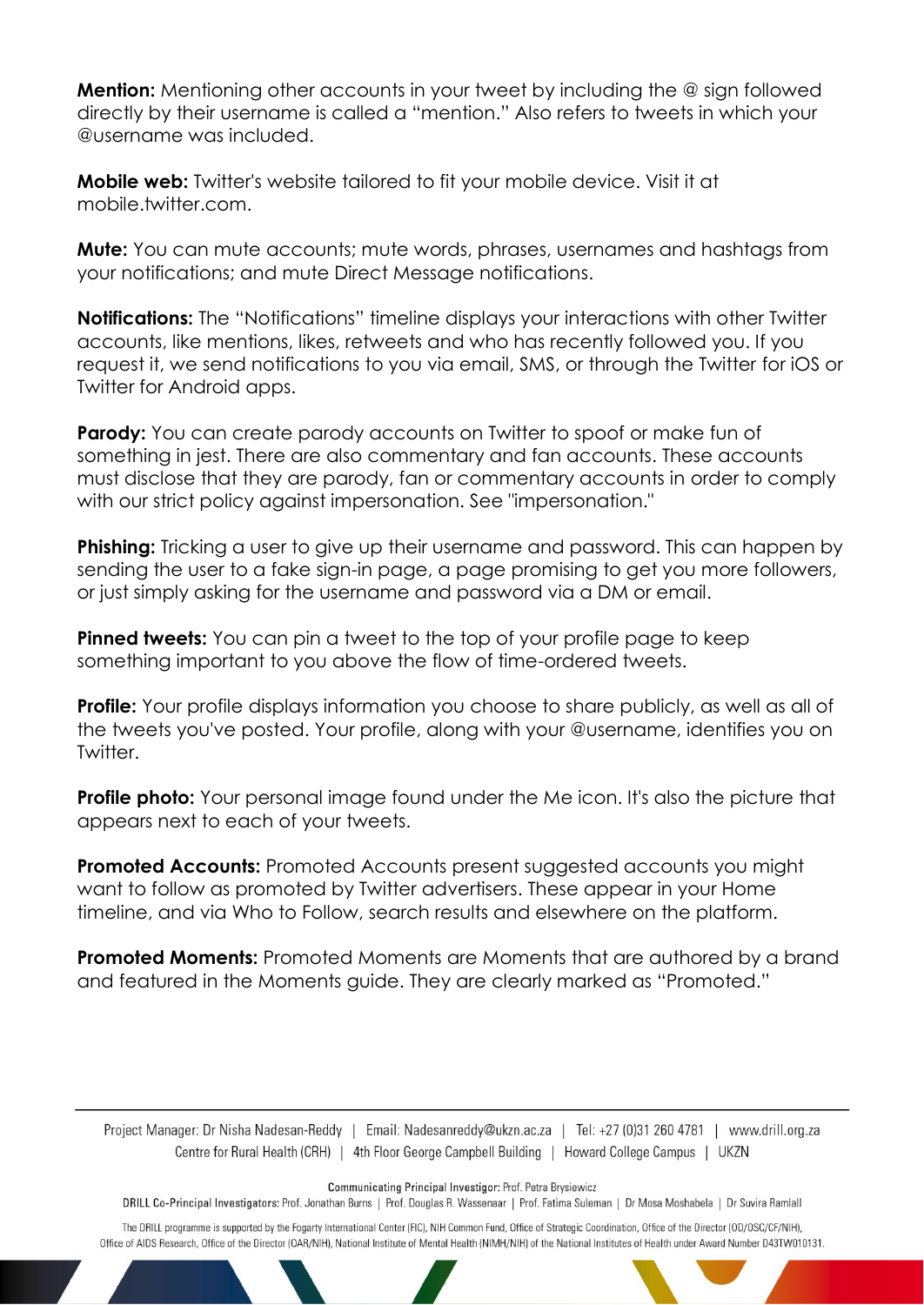**Mention:** Mentioning other accounts in your tweet by including the @ sign followed directly by their username is called a "mention." Also refers to tweets in which your @username was included.

**Mobile web:** Twitter's website tailored to fit your mobile device. Visit it at mobile.twitter.com.

**Mute:** You can mute accounts; mute words, phrases, usernames and hashtags from your notifications; and mute Direct Message notifications.

**Notifications:** The "Notifications" timeline displays your interactions with other Twitter accounts, like mentions, likes, retweets and who has recently followed you. If you request it, we send notifications to you via email, SMS, or through the Twitter for iOS or Twitter for Android apps.

**Parody:** You can create parody accounts on Twitter to spoof or make fun of something in jest. There are also commentary and fan accounts. These accounts must disclose that they are parody, fan or commentary accounts in order to comply with our strict policy against impersonation. See "impersonation."

**Phishing:** Tricking a user to give up their username and password. This can happen by sending the user to a fake sign-in page, a page promising to get you more followers, or just simply asking for the username and password via a DM or email.

**Pinned tweets:** You can pin a tweet to the top of your profile page to keep something important to you above the flow of time-ordered tweets.

**Profile:** Your profile displays information you choose to share publicly, as well as all of the tweets you've posted. Your profile, along with your @username, identifies you on Twitter.

**Profile photo:** Your personal image found under the Me icon. It's also the picture that appears next to each of your tweets.

**Promoted Accounts:** Promoted Accounts present suggested accounts you might want to follow as promoted by Twitter advertisers. These appear in your Home timeline, and via Who to Follow, search results and elsewhere on the platform.

**Promoted Moments:** Promoted Moments are Moments that are authored by a brand and featured in the Moments guide. They are clearly marked as "Promoted."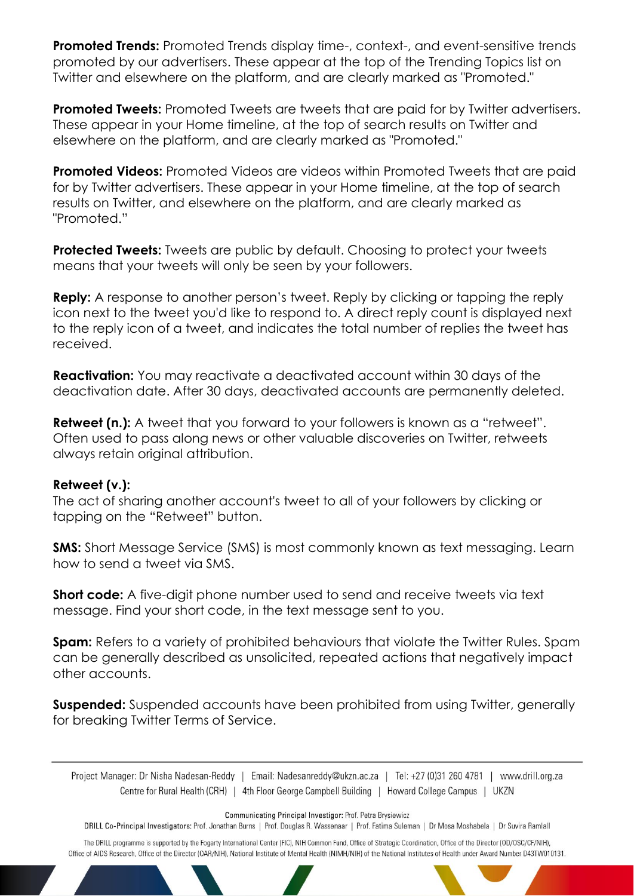**Promoted Trends:** Promoted Trends display time-, context-, and event-sensitive trends promoted by our advertisers. These appear at the top of the Trending Topics list on Twitter and elsewhere on the platform, and are clearly marked as "Promoted."

**Promoted Tweets:** Promoted Tweets are tweets that are paid for by Twitter advertisers. These appear in your Home timeline, at the top of search results on Twitter and elsewhere on the platform, and are clearly marked as "Promoted."

**Promoted Videos:** Promoted Videos are videos within Promoted Tweets that are paid for by Twitter advertisers. These appear in your Home timeline, at the top of search results on Twitter, and elsewhere on the platform, and are clearly marked as "Promoted."

**Protected Tweets:** Tweets are public by default. Choosing to protect your tweets means that your tweets will only be seen by your followers.

**Reply:** A response to another person's tweet. Reply by clicking or tapping the reply icon next to the tweet you'd like to respond to. A direct reply count is displayed next to the reply icon of a tweet, and indicates the total number of replies the tweet has received.

**Reactivation:** You may reactivate a deactivated account within 30 days of the deactivation date. After 30 days, deactivated accounts are permanently deleted.

**Retweet (n.):** A tweet that you forward to your followers is known as a "retweet". Often used to pass along news or other valuable discoveries on Twitter, retweets always retain original attribution.

**Retweet (v.):**
The act of sharing another account's tweet to all of your followers by clicking or tapping on the "Retweet" button.

**SMS:** Short Message Service (SMS) is most commonly known as text messaging. Learn how to send a tweet via SMS.

**Short code:** A five-digit phone number used to send and receive tweets via text message. Find your short code, in the text message sent to you.

**Spam:** Refers to a variety of prohibited behaviours that violate the Twitter Rules. Spam can be generally described as unsolicited, repeated actions that negatively impact other accounts.

**Suspended:** Suspended accounts have been prohibited from using Twitter, generally for breaking Twitter Terms of Service.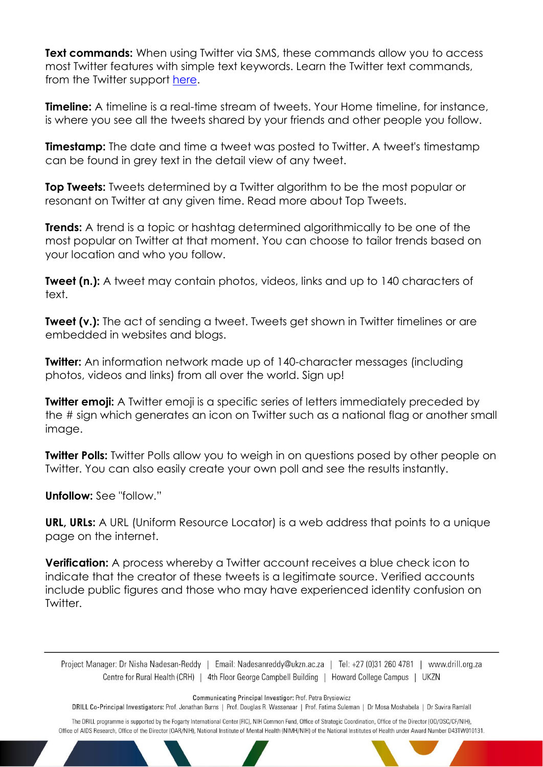**Text commands:** When using Twitter via SMS, these commands allow you to access most Twitter features with simple text keywords. Learn the Twitter text commands, from the Twitter support here.

**Timeline:** A timeline is a real-time stream of tweets. Your Home timeline, for instance, is where you see all the tweets shared by your friends and other people you follow.

**Timestamp:** The date and time a tweet was posted to Twitter. A tweet's timestamp can be found in grey text in the detail view of any tweet.

**Top Tweets:** Tweets determined by a Twitter algorithm to be the most popular or resonant on Twitter at any given time. Read more about Top Tweets.

**Trends:** A trend is a topic or hashtag determined algorithmically to be one of the most popular on Twitter at that moment. You can choose to tailor trends based on your location and who you follow.

**Tweet (n.):** A tweet may contain photos, videos, links and up to 140 characters of text.

**Tweet (v.):** The act of sending a tweet. Tweets get shown in Twitter timelines or are embedded in websites and blogs.

**Twitter:** An information network made up of 140-character messages (including photos, videos and links) from all over the world. Sign up!

**Twitter emoji:** A Twitter emoji is a specific series of letters immediately preceded by the # sign which generates an icon on Twitter such as a national flag or another small image.

**Twitter Polls:** Twitter Polls allow you to weigh in on questions posed by other people on Twitter. You can also easily create your own poll and see the results instantly.

**Unfollow:** See "follow."

**URL, URLs:** A URL (Uniform Resource Locator) is a web address that points to a unique page on the internet.

**Verification:** A process whereby a Twitter account receives a blue check icon to indicate that the creator of these tweets is a legitimate source. Verified accounts include public figures and those who may have experienced identity confusion on Twitter.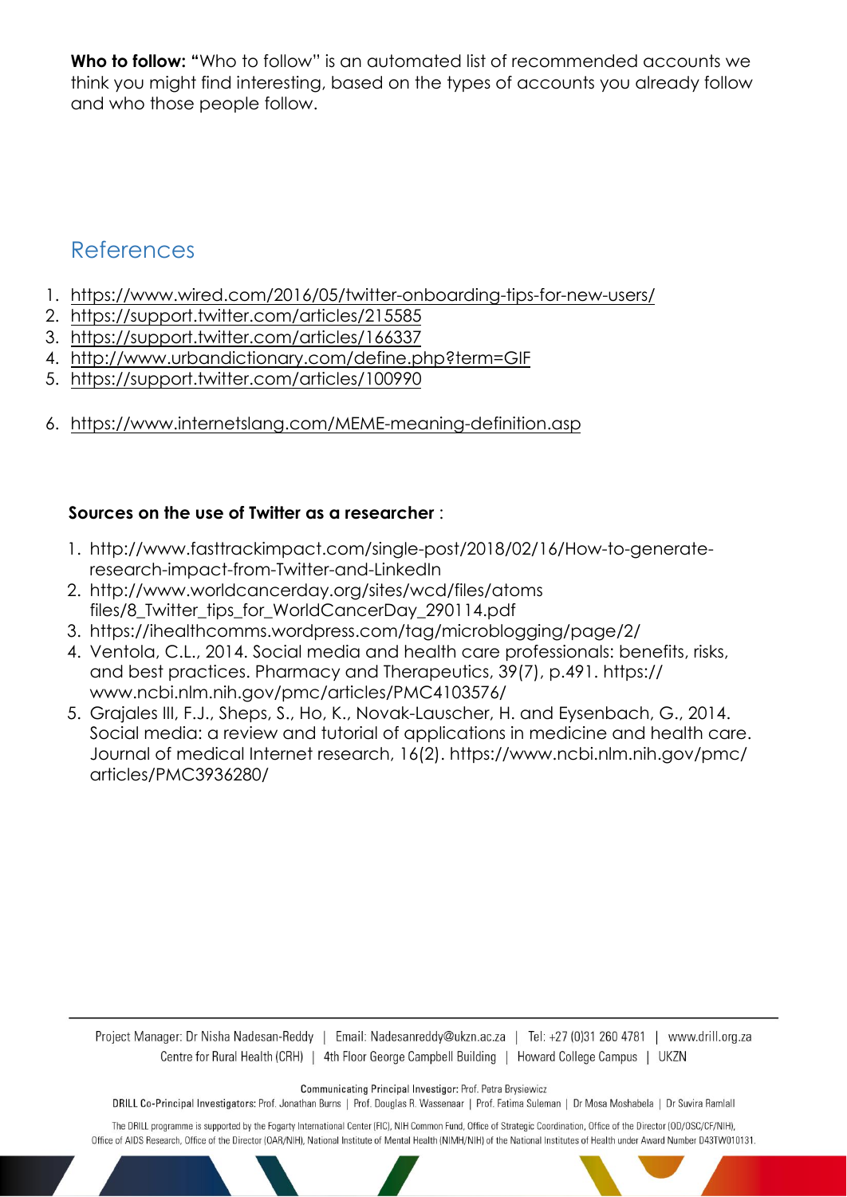**Who to follow:** "Who to follow" is an automated list of recommended accounts we think you might find interesting, based on the types of accounts you already follow and who those people follow.

## References

1. https://www.wired.com/2016/05/twitter-onboarding-tips-for-new-users/
2. https://support.twitter.com/articles/215585
3. https://support.twitter.com/articles/166337
4. http://www.urbandictionary.com/define.php?term=GIF
5. https://support.twitter.com/articles/100990
6. https://www.internetslang.com/MEME-meaning-definition.asp

**Sources on the use of Twitter as a researcher** :

1. http://www.fasttrackimpact.com/single-post/2018/02/16/How-to-generate-research-impact-from-Twitter-and-LinkedIn
2. http://www.worldcancerday.org/sites/wcd/files/atoms files/8_Twitter_tips_for_WorldCancerDay_290114.pdf
3. https://ihealthcomms.wordpress.com/tag/microblogging/page/2/
4. Ventola, C.L., 2014. Social media and health care professionals: benefits, risks, and best practices. Pharmacy and Therapeutics, 39(7), p.491. https://www.ncbi.nlm.nih.gov/pmc/articles/PMC4103576/
5. Grajales III, F.J., Sheps, S., Ho, K., Novak-Lauscher, H. and Eysenbach, G., 2014. Social media: a review and tutorial of applications in medicine and health care. Journal of medical Internet research, 16(2). https://www.ncbi.nlm.nih.gov/pmc/articles/PMC3936280/

Project Manager: Dr Nisha Nadesan-Reddy | Email: Nadesanreddy@ukzn.ac.za | Tel: +27 (0)31 260 4781 | www.drill.org.za
Centre for Rural Health (CRH) | 4th Floor George Campbell Building | Howard College Campus | UKZN

Communicating Principal Investigor: Prof. Petra Brysiewicz
DRILL Co-Principal Investigators: Prof. Jonathan Burns | Prof. Douglas R. Wassenaar | Prof. Fatima Suleman | Dr Mosa Moshabela | Dr Suvira Ramlall

The DRILL programme is supported by the Fogarty International Center (FIC), NIH Common Fund, Office of Strategic Coordination, Office of the Director (OD/OSC/CF/NIH), Office of AIDS Research, Office of the Director (OAR/NIH), National Institute of Mental Health (NIMH/NIH) of the National Institutes of Health under Award Number D43TW010131.